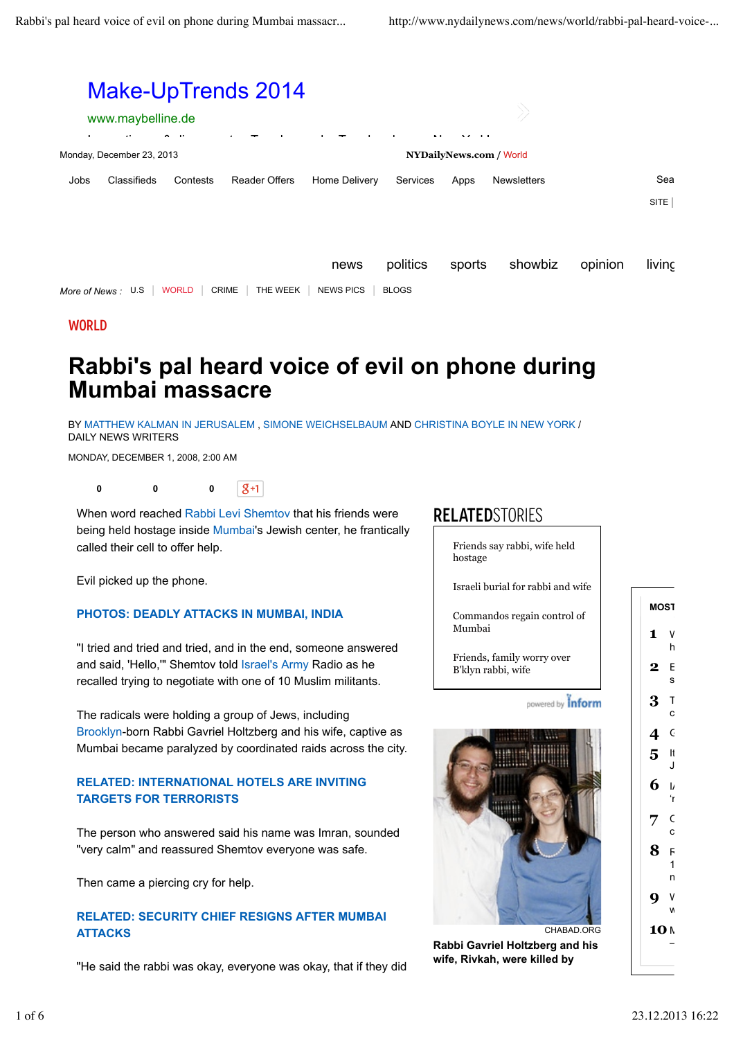WORLD

# Rabbi's pal heard voice of evil on phone during Mumbai massacre

BY MATTHEW KALMAN IN JERUSALEM , SIMONE WEICHSELBAUM AND CHRISTINA BOYLE IN NEW YORK / DAILY NEWS WRITERS

MONDAY, DECEMBER 1, 2008, 2:00 AM

When word reached Rabbi Levi Shemtov that his friends were being held hostage inside Mumbai's Jewish center, he frantically called their cell to offer help.

Evil picked up the phone.

**PHOTOS: DEADLY ATTACKS IN MUMBAI, INDIA**

"I tried and tried, and in the end, someone answered and said, 'Hello,'" Shemtov told Israel's Army Radio as he recalled trying to negotiate with one of 10 Muslim militants.

The radicals were holding a group of Jews, including Brooklyn-born Rabbi Gavriel Holtzberg and his wife, captive as Mumbai became paralyzed by coordinated raids across the city.

**RELATED: INTERNATIONAL HOTELS ARE INVITING TARGETS FOR TERRORISTS**

The person who answered said his name was Imran, sounded "very calm" and reassured Shemtov everyone was safe.

Then came a piercing cry for help.

**RELATED: SECURITY CHIEF RESIGNS AFTER MUMBAI ATTACKS**

"He said the rabbi was okay, everyone was okay, that if they did

## RELATED STORIES

- Friends say rabbi, wife held hostage
- Israeli burial for rabbi and wife
- Commandos regain control of Mumbai
- Friends, family worry over B'klyn rabbi, wife

CHABAD.ORG

**Rabbi Gavriel Holtzberg and his wife, Rivkah, were killed by**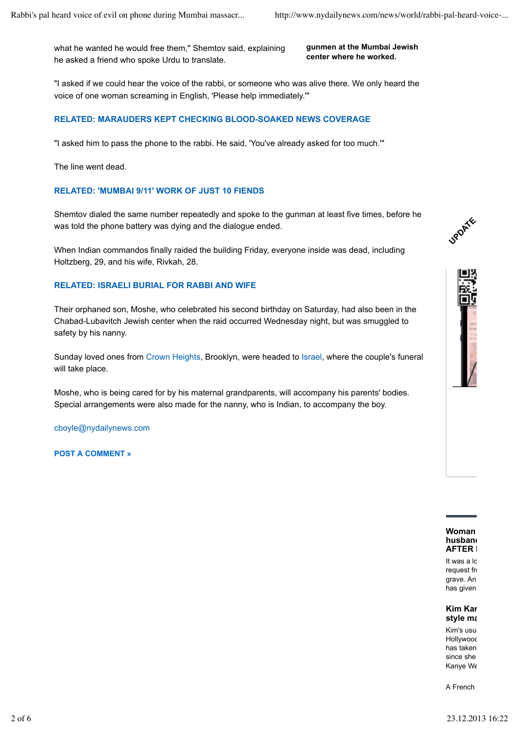what he wanted he would free them," Shemtov said, explaining he asked a friend who spoke Urdu to translate.

**gunmen at the Mumbai Jewish center where he worked.**

"I asked if we could hear the voice of the rabbi, or someone who was alive there. We only heard the voice of one woman screaming in English, 'Please help immediately.'"

**RELATED: MARAUDERS KEPT CHECKING BLOOD-SOAKED NEWS COVERAGE**

"I asked him to pass the phone to the rabbi. He said, 'You've already asked for too much.'"

The line went dead.

**RELATED: 'MUMBAI 9/11' WORK OF JUST 10 FIENDS**

Shemtov dialed the same number repeatedly and spoke to the gunman at least five times, before he was told the phone battery was dying and the dialogue ended.

When Indian commandos finally raided the building Friday, everyone inside was dead, including Holtzberg, 29, and his wife, Rivkah, 28.

**RELATED: ISRAELI BURIAL FOR RABBI AND WIFE**

Their orphaned son, Moshe, who celebrated his second birthday on Saturday, had also been in the Chabad-Lubavitch Jewish center when the raid occurred Wednesday night, but was smuggled to safety by his nanny.

Sunday loved ones from Crown Heights, Brooklyn, were headed to Israel, where the couple's funeral will take place.

Moshe, who is being cared for by his maternal grandparents, will accompany his parents' bodies. Special arrangements were also made for the nanny, who is Indian, to accompany the boy.

cboyle@nydailynews.com

**POST A COMMENT »**